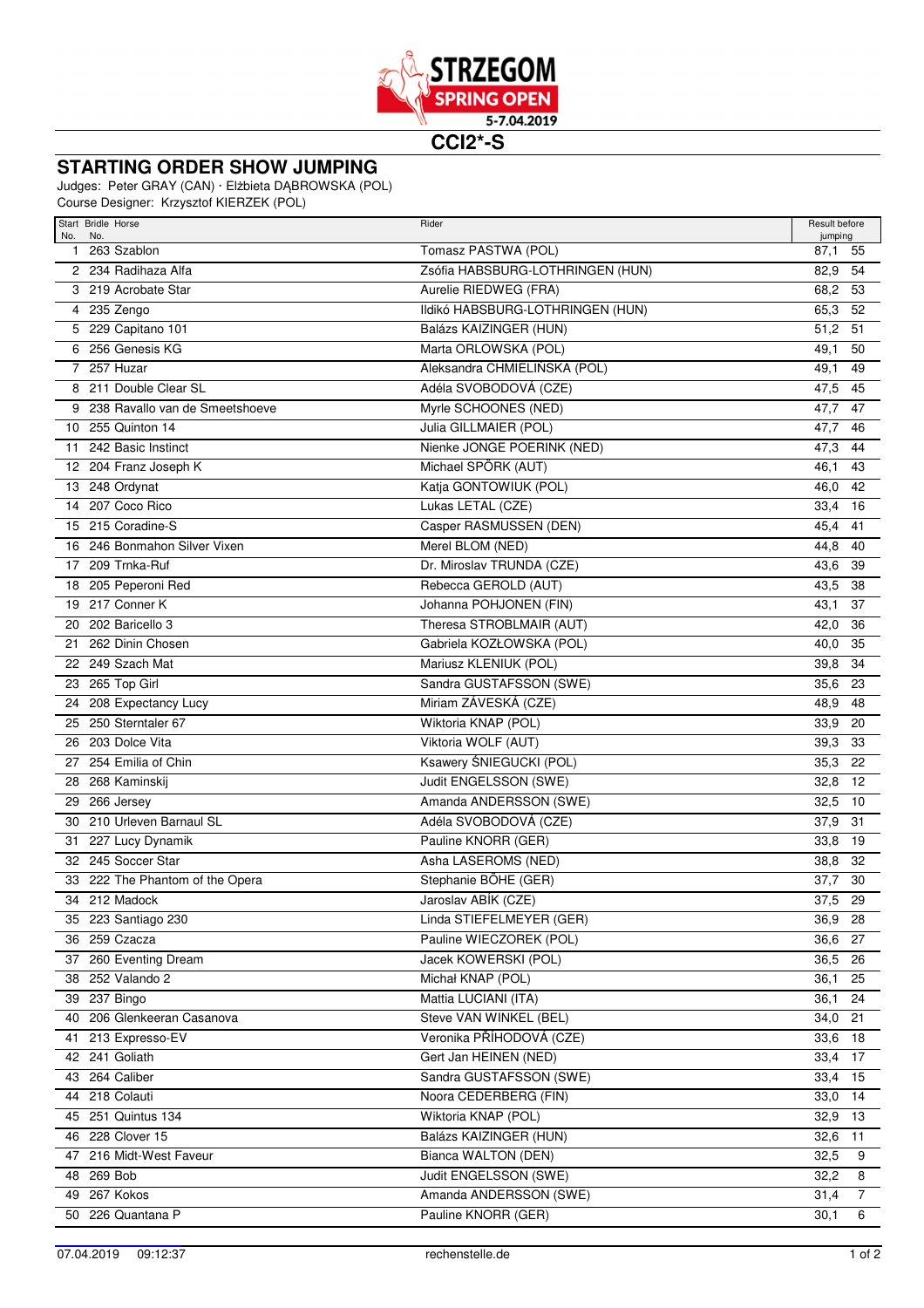STRZEGOM SPRING OPEN 5-7.04.2019

## CCI2*-S

# STARTING ORDER SHOW JUMPING

Judges: Peter GRAY (CAN) · Elżbieta DĄBROWSKA (POL)
Course Designer: Krzysztof KIERZEK (POL)

| Start No. | Bridle No. | Horse | Rider | Result before jumping | |
|---|---|---|---|---|---|
| 1 | 263 | Szablon | Tomasz PASTWA (POL) | 87,1 | 55 |
| 2 | 234 | Radihaza Alfa | Zsófia HABSBURG-LOTHRINGEN (HUN) | 82,9 | 54 |
| 3 | 219 | Acrobate Star | Aurelie RIEDWEG (FRA) | 68,2 | 53 |
| 4 | 235 | Zengo | Ildikó HABSBURG-LOTHRINGEN (HUN) | 65,3 | 52 |
| 5 | 229 | Capitano 101 | Balázs KAIZINGER (HUN) | 51,2 | 51 |
| 6 | 256 | Genesis KG | Marta ORLOWSKA (POL) | 49,1 | 50 |
| 7 | 257 | Huzar | Aleksandra CHMIELIŃSKA (POL) | 49,1 | 49 |
| 8 | 211 | Double Clear SL | Adéla SVOBODOVÁ (CZE) | 47,5 | 45 |
| 9 | 238 | Ravallo van de Smeetshoeve | Myrle SCHOONES (NED) | 47,7 | 47 |
| 10 | 255 | Quinton 14 | Julia GILLMAIER (POL) | 47,7 | 46 |
| 11 | 242 | Basic Instinct | Nienke JONGE POERINK (NED) | 47,3 | 44 |
| 12 | 204 | Franz Joseph K | Michael SPÖRK (AUT) | 46,1 | 43 |
| 13 | 248 | Ordynat | Katja GONTOWIUK (POL) | 46,0 | 42 |
| 14 | 207 | Coco Rico | Lukas LETAL (CZE) | 33,4 | 16 |
| 15 | 215 | Coradine-S | Casper RASMUSSEN (DEN) | 45,4 | 41 |
| 16 | 246 | Bonmahon Silver Vixen | Merel BLOM (NED) | 44,8 | 40 |
| 17 | 209 | Trnka-Ruf | Dr. Miroslav TRUNDA (CZE) | 43,6 | 39 |
| 18 | 205 | Peperoni Red | Rebecca GEROLD (AUT) | 43,5 | 38 |
| 19 | 217 | Conner K | Johanna POHJONEN (FIN) | 43,1 | 37 |
| 20 | 202 | Baricello 3 | Theresa STROBLMAIR (AUT) | 42,0 | 36 |
| 21 | 262 | Dinin Chosen | Gabriela KOZŁOWSKA (POL) | 40,0 | 35 |
| 22 | 249 | Szach Mat | Mariusz KLENIUK (POL) | 39,8 | 34 |
| 23 | 265 | Top Girl | Sandra GUSTAFSSON (SWE) | 35,6 | 23 |
| 24 | 208 | Expectancy Lucy | Miriam ZÁVESKÁ (CZE) | 48,9 | 48 |
| 25 | 250 | Sterntaler 67 | Wiktoria KNAP (POL) | 33,9 | 20 |
| 26 | 203 | Dolce Vita | Viktoria WOLF (AUT) | 39,3 | 33 |
| 27 | 254 | Emilia of Chin | Ksawery ŚNIEGUCKI (POL) | 35,3 | 22 |
| 28 | 268 | Kaminskij | Judit ENGELSSON (SWE) | 32,8 | 12 |
| 29 | 266 | Jersey | Amanda ANDERSSON (SWE) | 32,5 | 10 |
| 30 | 210 | Urleven Barnaul SL | Adéla SVOBODOVÁ (CZE) | 37,9 | 31 |
| 31 | 227 | Lucy Dynamik | Pauline KNORR (GER) | 33,8 | 19 |
| 32 | 245 | Soccer Star | Asha LASEROMS (NED) | 38,8 | 32 |
| 33 | 222 | The Phantom of the Opera | Stephanie BÖHE (GER) | 37,7 | 30 |
| 34 | 212 | Madock | Jaroslav ABÍK (CZE) | 37,5 | 29 |
| 35 | 223 | Santiago 230 | Linda STIEFELMEYER (GER) | 36,9 | 28 |
| 36 | 259 | Czacza | Pauline WIECZOREK (POL) | 36,6 | 27 |
| 37 | 260 | Eventing Dream | Jacek KOWERSKI (POL) | 36,5 | 26 |
| 38 | 252 | Valando 2 | Michał KNAP (POL) | 36,1 | 25 |
| 39 | 237 | Bingo | Mattia LUCIANI (ITA) | 36,1 | 24 |
| 40 | 206 | Glenkeeran Casanova | Steve VAN WINKEL (BEL) | 34,0 | 21 |
| 41 | 213 | Expresso-EV | Veronika PŘÍHODOVÁ (CZE) | 33,6 | 18 |
| 42 | 241 | Goliath | Gert Jan HEINEN (NED) | 33,4 | 17 |
| 43 | 264 | Caliber | Sandra GUSTAFSSON (SWE) | 33,4 | 15 |
| 44 | 218 | Colauti | Noora CEDERBERG (FIN) | 33,0 | 14 |
| 45 | 251 | Quintus 134 | Wiktoria KNAP (POL) | 32,9 | 13 |
| 46 | 228 | Clover 15 | Balázs KAIZINGER (HUN) | 32,6 | 11 |
| 47 | 216 | Midt-West Faveur | Bianca WALTON (DEN) | 32,5 | 9 |
| 48 | 269 | Bob | Judit ENGELSSON (SWE) | 32,2 | 8 |
| 49 | 267 | Kokos | Amanda ANDERSSON (SWE) | 31,4 | 7 |
| 50 | 226 | Quantana P | Pauline KNORR (GER) | 30,1 | 6 |

07.04.2019 09:12:37 rechenstelle.de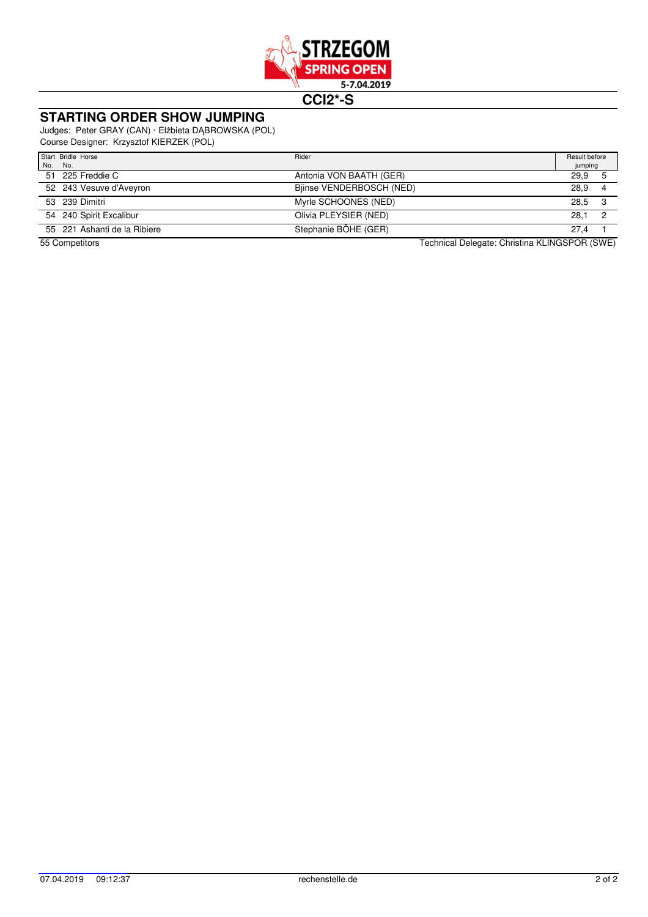STRZEGOM SPRING OPEN 5-7.04.2019

**CCI2*-S**

## STARTING ORDER SHOW JUMPING

Judges: Peter GRAY (CAN) · Elżbieta DĄBROWSKA (POL)

Course Designer: Krzysztof KIERZEK (POL)

| Start No. | Bridle No. | Horse | Rider | Result before jumping | |
|---|---|---|---|---|---|
| 51 | 225 | Freddie C | Antonia VON BAATH (GER) | 29,9 | 5 |
| 52 | 243 | Vesuve d'Aveyron | Bjinse VENDERBOSCH (NED) | 28,9 | 4 |
| 53 | 239 | Dimitri | Myrle SCHOONES (NED) | 28,5 | 3 |
| 54 | 240 | Spirit Excalibur | Olivia PLEYSIER (NED) | 28,1 | 2 |
| 55 | 221 | Ashanti de la Ribiere | Stephanie BÖHE (GER) | 27,4 | 1 |

55 Competitors

Technical Delegate: Christina KLINGSPOR (SWE)

07.04.2019 09:12:37 rechenstelle.de